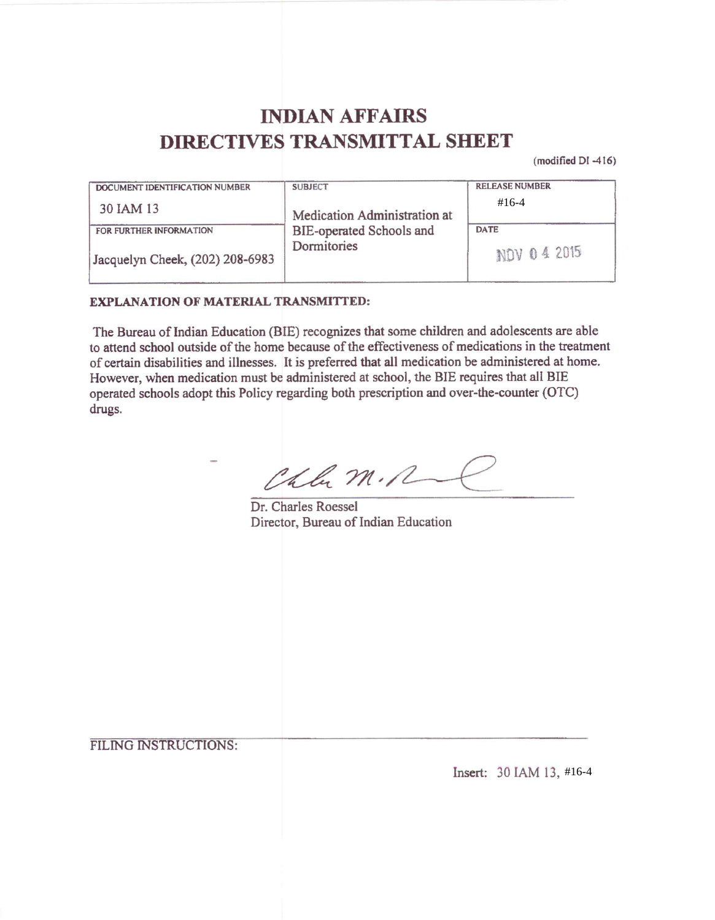# INDIAN AFFAIRS
# DIRECTIVES TRANSMITTAL SHEET

(modified DI -416)

| DOCUMENT IDENTIFICATION NUMBER | SUBJECT | RELEASE NUMBER |
|---|---|---|
| 30 IAM 13 | Medication Administration at BIE-operated Schools and Dormitories | #16-4 |
| FOR FURTHER INFORMATION | | DATE |
| Jacquelyn Cheek, (202) 208-6983 | | NOV 04 2015 |

**EXPLANATION OF MATERIAL TRANSMITTED:**

The Bureau of Indian Education (BIE) recognizes that some children and adolescents are able to attend school outside of the home because of the effectiveness of medications in the treatment of certain disabilities and illnesses. It is preferred that all medication be administered at home. However, when medication must be administered at school, the BIE requires that all BIE operated schools adopt this Policy regarding both prescription and over-the-counter (OTC) drugs.

Dr. Charles Roessel
Director, Bureau of Indian Education

FILING INSTRUCTIONS:

Insert: 30 IAM 13, #16-4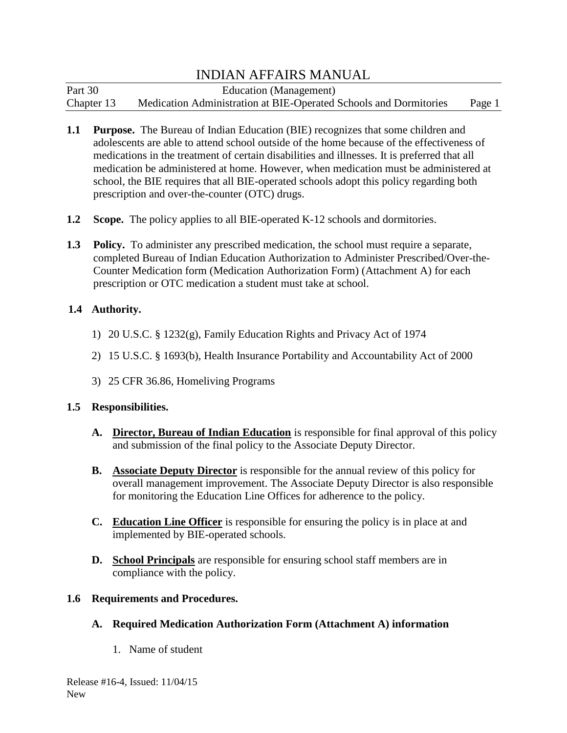**1.1 Purpose.** The Bureau of Indian Education (BIE) recognizes that some children and adolescents are able to attend school outside of the home because of the effectiveness of medications in the treatment of certain disabilities and illnesses. It is preferred that all medication be administered at home. However, when medication must be administered at school, the BIE requires that all BIE-operated schools adopt this policy regarding both prescription and over-the-counter (OTC) drugs.

**1.2 Scope.** The policy applies to all BIE-operated K-12 schools and dormitories.

**1.3 Policy.** To administer any prescribed medication, the school must require a separate, completed Bureau of Indian Education Authorization to Administer Prescribed/Over-the-Counter Medication form (Medication Authorization Form) (Attachment A) for each prescription or OTC medication a student must take at school.

**1.4 Authority.**

1) 20 U.S.C. § 1232(g), Family Education Rights and Privacy Act of 1974

2) 15 U.S.C. § 1693(b), Health Insurance Portability and Accountability Act of 2000

3) 25 CFR 36.86, Homeliving Programs

**1.5 Responsibilities.**

**A. <u>Director, Bureau of Indian Education</u>** is responsible for final approval of this policy and submission of the final policy to the Associate Deputy Director.

**B. <u>Associate Deputy Director</u>** is responsible for the annual review of this policy for overall management improvement. The Associate Deputy Director is also responsible for monitoring the Education Line Offices for adherence to the policy.

**C. <u>Education Line Officer</u>** is responsible for ensuring the policy is in place at and implemented by BIE-operated schools.

**D. <u>School Principals</u>** are responsible for ensuring school staff members are in compliance with the policy.

**1.6 Requirements and Procedures.**

**A. Required Medication Authorization Form (Attachment A) information**

1. Name of student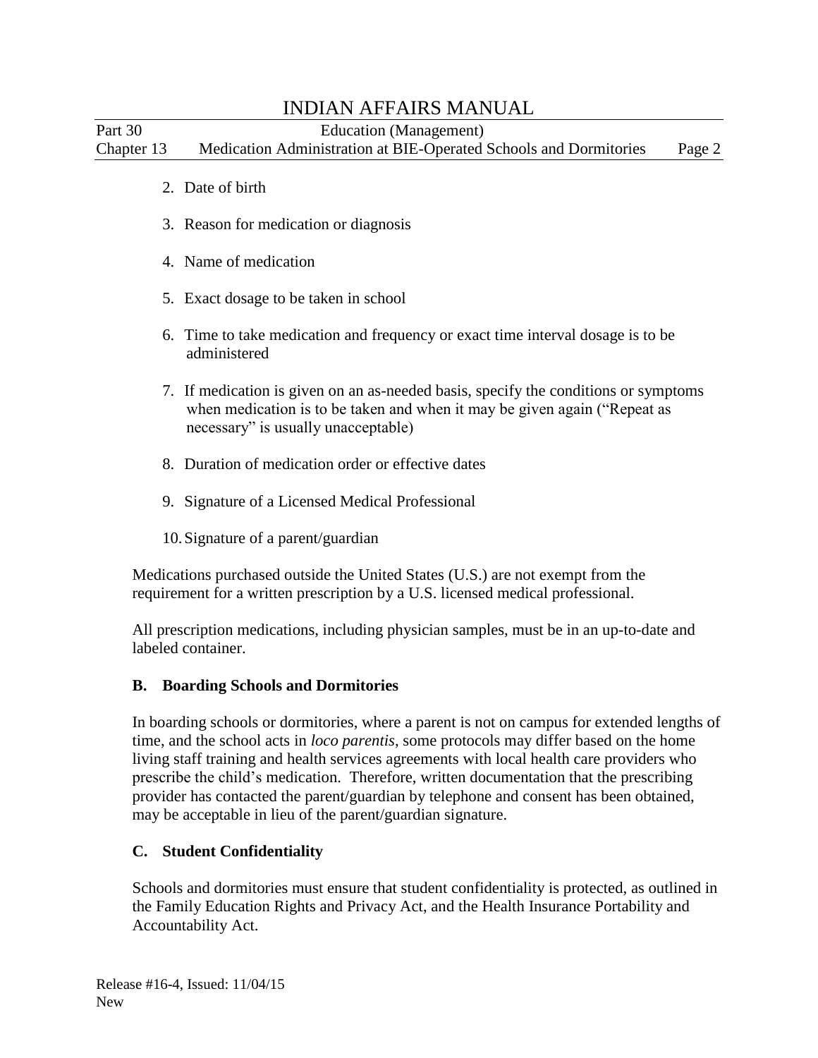2. Date of birth

3. Reason for medication or diagnosis

4. Name of medication

5. Exact dosage to be taken in school

6. Time to take medication and frequency or exact time interval dosage is to be administered

7. If medication is given on an as-needed basis, specify the conditions or symptoms when medication is to be taken and when it may be given again ("Repeat as necessary" is usually unacceptable)

8. Duration of medication order or effective dates

9. Signature of a Licensed Medical Professional

10. Signature of a parent/guardian

Medications purchased outside the United States (U.S.) are not exempt from the requirement for a written prescription by a U.S. licensed medical professional.

All prescription medications, including physician samples, must be in an up-to-date and labeled container.

**B. Boarding Schools and Dormitories**

In boarding schools or dormitories, where a parent is not on campus for extended lengths of time, and the school acts in *loco parentis*, some protocols may differ based on the home living staff training and health services agreements with local health care providers who prescribe the child's medication. Therefore, written documentation that the prescribing provider has contacted the parent/guardian by telephone and consent has been obtained, may be acceptable in lieu of the parent/guardian signature.

**C. Student Confidentiality**

Schools and dormitories must ensure that student confidentiality is protected, as outlined in the Family Education Rights and Privacy Act, and the Health Insurance Portability and Accountability Act.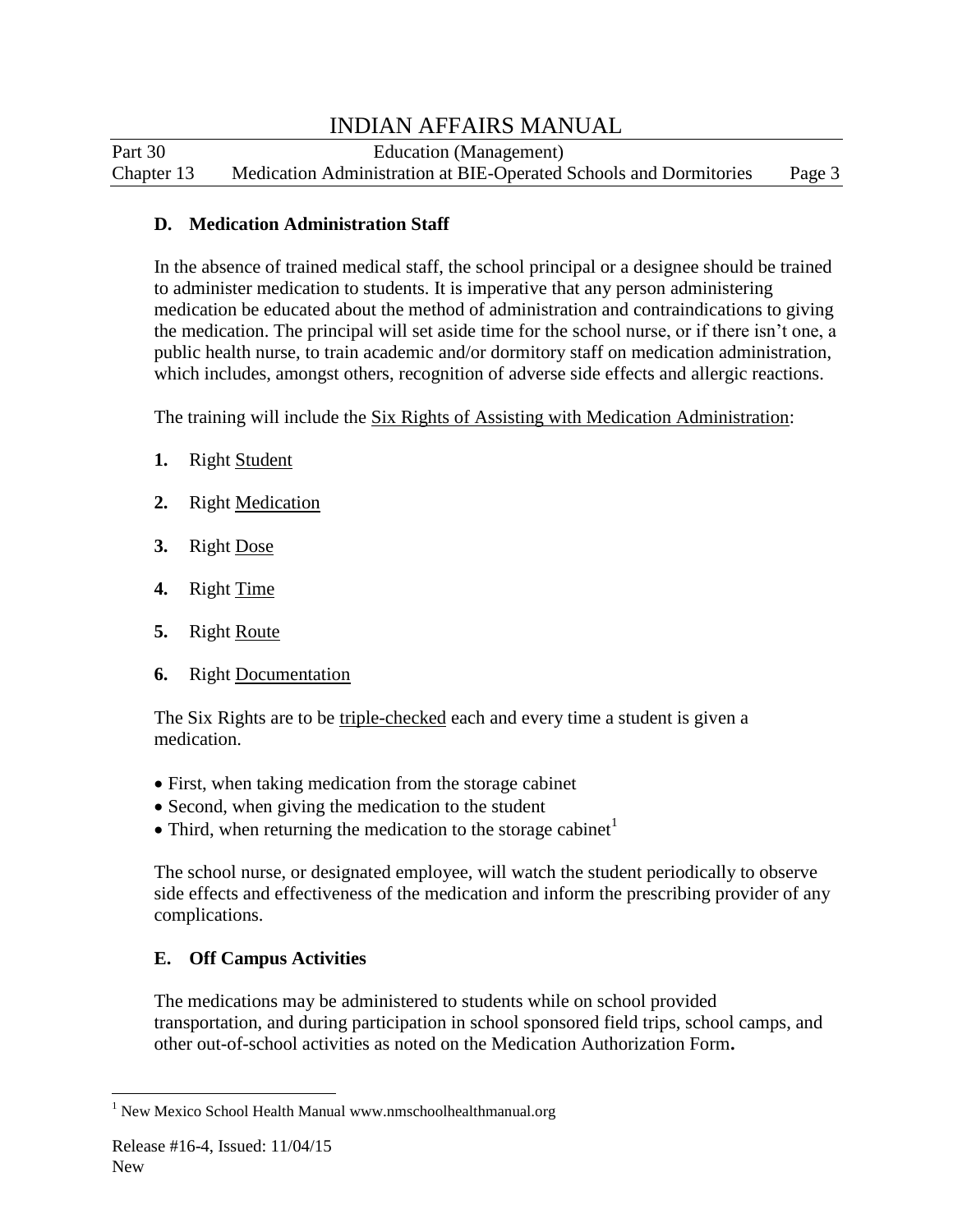### D. Medication Administration Staff

In the absence of trained medical staff, the school principal or a designee should be trained to administer medication to students. It is imperative that any person administering medication be educated about the method of administration and contraindications to giving the medication. The principal will set aside time for the school nurse, or if there isn't one, a public health nurse, to train academic and/or dormitory staff on medication administration, which includes, amongst others, recognition of adverse side effects and allergic reactions.

The training will include the <u>Six Rights of Assisting with Medication Administration</u>:

1. Right <u>Student</u>
2. Right <u>Medication</u>
3. Right <u>Dose</u>
4. Right <u>Time</u>
5. Right <u>Route</u>
6. Right <u>Documentation</u>

The Six Rights are to be <u>triple-checked</u> each and every time a student is given a medication.

- First, when taking medication from the storage cabinet
- Second, when giving the medication to the student
- Third, when returning the medication to the storage cabinet[1]

The school nurse, or designated employee, will watch the student periodically to observe side effects and effectiveness of the medication and inform the prescribing provider of any complications.

### E. Off Campus Activities

The medications may be administered to students while on school provided transportation, and during participation in school sponsored field trips, school camps, and other out-of-school activities as noted on the Medication Authorization Form**.**

---

[1] New Mexico School Health Manual www.nmschoolhealthmanual.org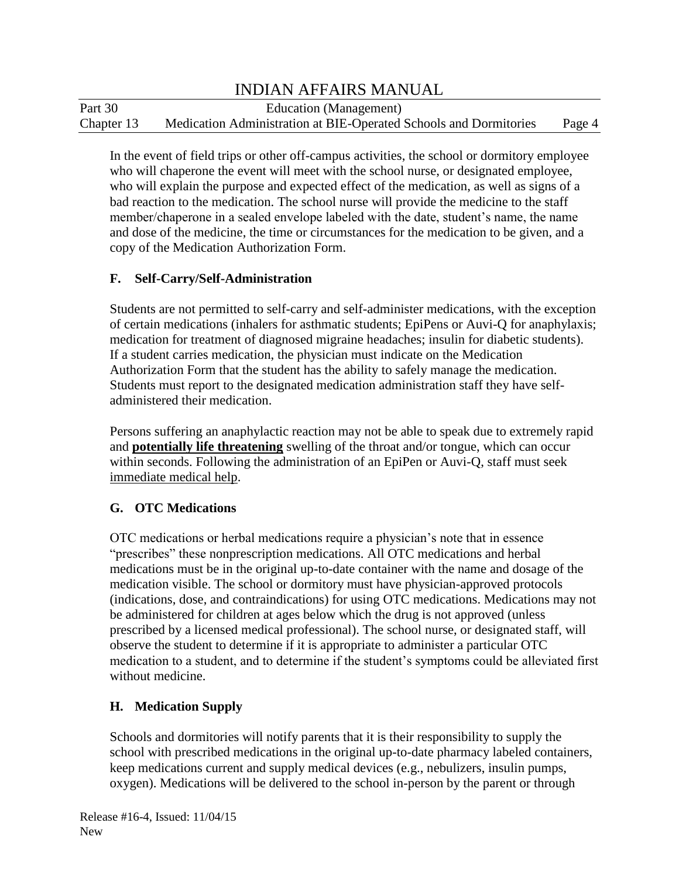In the event of field trips or other off-campus activities, the school or dormitory employee who will chaperone the event will meet with the school nurse, or designated employee, who will explain the purpose and expected effect of the medication, as well as signs of a bad reaction to the medication. The school nurse will provide the medicine to the staff member/chaperone in a sealed envelope labeled with the date, student's name, the name and dose of the medicine, the time or circumstances for the medication to be given, and a copy of the Medication Authorization Form.

### F. Self-Carry/Self-Administration

Students are not permitted to self-carry and self-administer medications, with the exception of certain medications (inhalers for asthmatic students; EpiPens or Auvi-Q for anaphylaxis; medication for treatment of diagnosed migraine headaches; insulin for diabetic students). If a student carries medication, the physician must indicate on the Medication Authorization Form that the student has the ability to safely manage the medication. Students must report to the designated medication administration staff they have self-administered their medication.

Persons suffering an anaphylactic reaction may not be able to speak due to extremely rapid and **potentially life threatening** swelling of the throat and/or tongue, which can occur within seconds. Following the administration of an EpiPen or Auvi-Q, staff must seek immediate medical help.

### G. OTC Medications

OTC medications or herbal medications require a physician's note that in essence "prescribes" these nonprescription medications. All OTC medications and herbal medications must be in the original up-to-date container with the name and dosage of the medication visible. The school or dormitory must have physician-approved protocols (indications, dose, and contraindications) for using OTC medications. Medications may not be administered for children at ages below which the drug is not approved (unless prescribed by a licensed medical professional). The school nurse, or designated staff, will observe the student to determine if it is appropriate to administer a particular OTC medication to a student, and to determine if the student's symptoms could be alleviated first without medicine.

### H. Medication Supply

Schools and dormitories will notify parents that it is their responsibility to supply the school with prescribed medications in the original up-to-date pharmacy labeled containers, keep medications current and supply medical devices (e.g., nebulizers, insulin pumps, oxygen). Medications will be delivered to the school in-person by the parent or through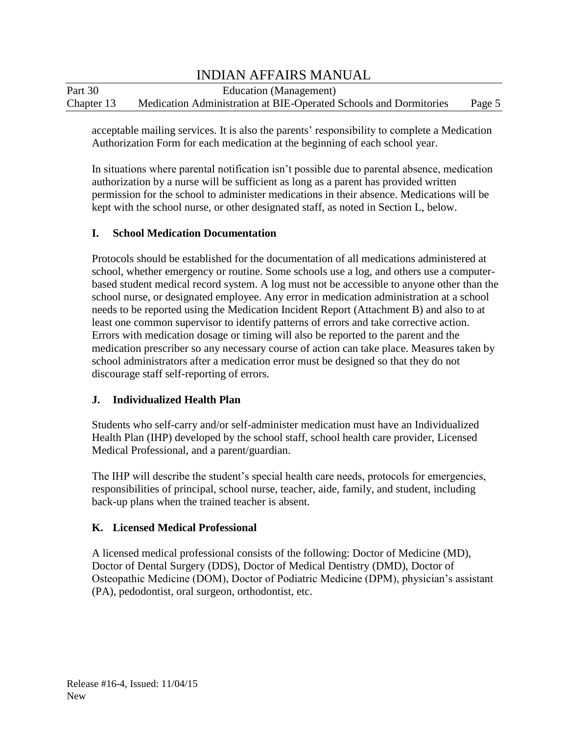acceptable mailing services. It is also the parents' responsibility to complete a Medication Authorization Form for each medication at the beginning of each school year.

In situations where parental notification isn't possible due to parental absence, medication authorization by a nurse will be sufficient as long as a parent has provided written permission for the school to administer medications in their absence. Medications will be kept with the school nurse, or other designated staff, as noted in Section L, below.

### I. School Medication Documentation

Protocols should be established for the documentation of all medications administered at school, whether emergency or routine. Some schools use a log, and others use a computer-based student medical record system. A log must not be accessible to anyone other than the school nurse, or designated employee. Any error in medication administration at a school needs to be reported using the Medication Incident Report (Attachment B) and also to at least one common supervisor to identify patterns of errors and take corrective action. Errors with medication dosage or timing will also be reported to the parent and the medication prescriber so any necessary course of action can take place. Measures taken by school administrators after a medication error must be designed so that they do not discourage staff self-reporting of errors.

### J. Individualized Health Plan

Students who self-carry and/or self-administer medication must have an Individualized Health Plan (IHP) developed by the school staff, school health care provider, Licensed Medical Professional, and a parent/guardian.

The IHP will describe the student's special health care needs, protocols for emergencies, responsibilities of principal, school nurse, teacher, aide, family, and student, including back-up plans when the trained teacher is absent.

### K. Licensed Medical Professional

A licensed medical professional consists of the following: Doctor of Medicine (MD), Doctor of Dental Surgery (DDS), Doctor of Medical Dentistry (DMD), Doctor of Osteopathic Medicine (DOM), Doctor of Podiatric Medicine (DPM), physician's assistant (PA), pedodontist, oral surgeon, orthodontist, etc.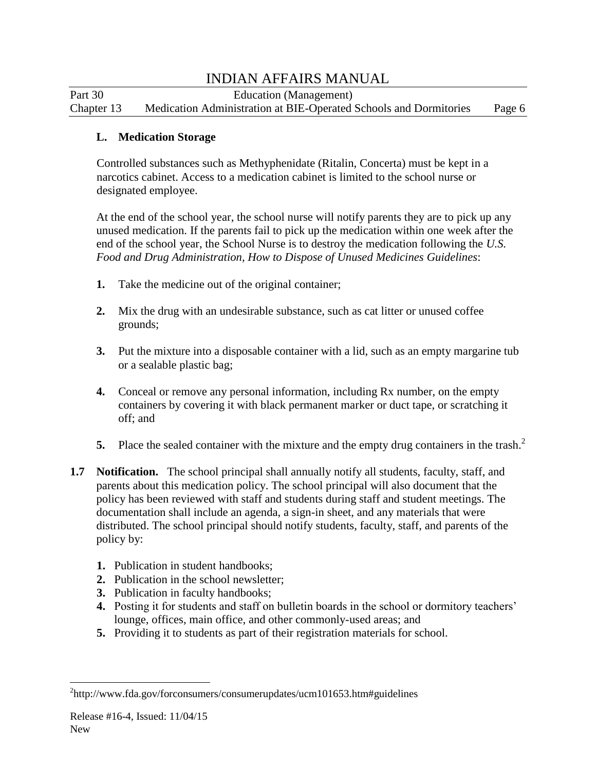### L. Medication Storage

Controlled substances such as Methyphenidate (Ritalin, Concerta) must be kept in a narcotics cabinet. Access to a medication cabinet is limited to the school nurse or designated employee.

At the end of the school year, the school nurse will notify parents they are to pick up any unused medication. If the parents fail to pick up the medication within one week after the end of the school year, the School Nurse is to destroy the medication following the *U.S. Food and Drug Administration, How to Dispose of Unused Medicines Guidelines*:

1. Take the medicine out of the original container;

2. Mix the drug with an undesirable substance, such as cat litter or unused coffee grounds;

3. Put the mixture into a disposable container with a lid, such as an empty margarine tub or a sealable plastic bag;

4. Conceal or remove any personal information, including Rx number, on the empty containers by covering it with black permanent marker or duct tape, or scratching it off; and

5. Place the sealed container with the mixture and the empty drug containers in the trash.[2]

**1.7 Notification.** The school principal shall annually notify all students, faculty, staff, and parents about this medication policy. The school principal will also document that the policy has been reviewed with staff and students during staff and student meetings. The documentation shall include an agenda, a sign-in sheet, and any materials that were distributed. The school principal should notify students, faculty, staff, and parents of the policy by:

1. Publication in student handbooks;
2. Publication in the school newsletter;
3. Publication in faculty handbooks;
4. Posting it for students and staff on bulletin boards in the school or dormitory teachers' lounge, offices, main office, and other commonly-used areas; and
5. Providing it to students as part of their registration materials for school.

---

[2]http://www.fda.gov/forconsumers/consumerupdates/ucm101653.htm#guidelines

Release #16-4, Issued: 11/04/15
New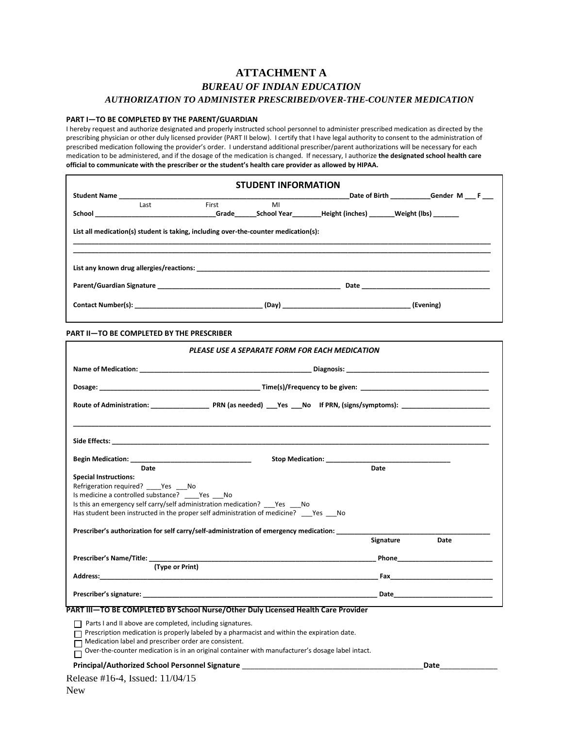# ATTACHMENT A

## *BUREAU OF INDIAN EDUCATION*

### *AUTHORIZATION TO ADMINISTER PRESCRIBED/OVER-THE-COUNTER MEDICATION*

**PART I—TO BE COMPLETED BY THE PARENT/GUARDIAN**

I hereby request and authorize designated and properly instructed school personnel to administer prescribed medication as directed by the prescribing physician or other duly licensed provider (PART II below). I certify that I have legal authority to consent to the administration of prescribed medication following the provider's order. I understand additional prescriber/parent authorizations will be necessary for each medication to be administered, and if the dosage of the medication is changed. If necessary, I authorize **the designated school health care official to communicate with the prescriber or the student's health care provider as allowed by HIPAA.**

**STUDENT INFORMATION**

**Student Name** ______________________________________________ **Date of Birth** __________ **Gender M** ___ **F** ___
Last First MI

**School** ________________________________ **Grade** ______ **School Year** ________ **Height (inches)** _______ **Weight (lbs)** _______

**List all medication(s) student is taking, including over-the-counter medication(s):**

______________________________________________________________________________________________

______________________________________________________________________________________________

**List any known drug allergies/reactions:** ______________________________________________________________

**Parent/Guardian Signature** _______________________________________________ **Date** ______________________________

**Contact Number(s):** _________________________________ **(Day)** _________________________________ **(Evening)**

**PART II—TO BE COMPLETED BY THE PRESCRIBER**

***PLEASE USE A SEPARATE FORM FOR EACH MEDICATION***

**Name of Medication:** _____________________________________________ **Diagnosis:** ____________________________________

**Dosage:** __________________________________________ **Time(s)/Frequency to be given:** _________________________________

**Route of Administration:** _______________ **PRN (as needed)** ___**Yes** ___**No** **If PRN, (signs/symptoms):** _______________________

______________________________________________________________________________________________

**Side Effects:** _________________________________________________________________________________________

**Begin Medication:** ________________________________ **Stop Medication:** _________________________________
**Date** **Date**

**Special Instructions:**

Refrigeration required? ____Yes ___No

Is medicine a controlled substance? ____Yes ___No

Is this an emergency self carry/self administration medication? ___Yes ___No

Has student been instructed in the proper self administration of medicine? ___Yes ___No

**Prescriber's authorization for self carry/self-administration of emergency medication:** _____________________________________
**Signature** **Date**

**Prescriber's Name/Title:** ______________________________________________________________ **Phone** ________________________
**(Type or Print)**

**Address:** ___________________________________________________________________________ **Fax** __________________________

**Prescriber's signature:** ________________________________________________________________ **Date** _________________________

**PART III—TO BE COMPLETED BY School Nurse/Other Duly Licensed Health Care Provider**

☐ Parts I and II above are completed, including signatures.

☐ Prescription medication is properly labeled by a pharmacist and within the expiration date.

☐ Medication label and prescriber order are consistent.

☐ Over-the-counter medication is in an original container with manufacturer's dosage label intact.

**Principal/Authorized School Personnel Signature** ___________________________________________ **Date** _____________

Release #16-4, Issued: 11/04/15

New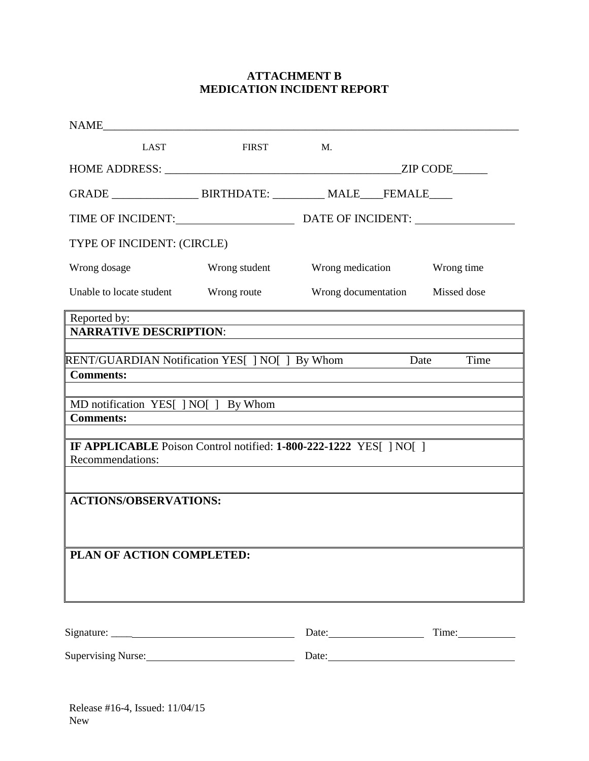# ATTACHMENT B
# MEDICATION INCIDENT REPORT

NAME_______________________________________________________________________

LAST FIRST M.

HOME ADDRESS: ________________________________________ZIP CODE______

GRADE _______________ BIRTHDATE: _________ MALE____FEMALE____

TIME OF INCIDENT:____________________ DATE OF INCIDENT: _________________

TYPE OF INCIDENT: (CIRCLE)

| | | | |
|---|---|---|---|
| Wrong dosage | Wrong student | Wrong medication | Wrong time |
| Unable to locate student | Wrong route | Wrong documentation | Missed dose |

| |
|---|
| Reported by: |
| **NARRATIVE DESCRIPTION**: |
| |
| RENT/GUARDIAN Notification YES[ ] NO[ ] By Whom Date Time |
| **Comments:** |
| |
| MD notification YES[ ] NO[ ] By Whom |
| **Comments:** |
| |
| **IF APPLICABLE** Poison Control notified: **1-800-222-1222** YES[ ] NO[ ] Recommendations: |
| |
| **ACTIONS/OBSERVATIONS:** |
| **PLAN OF ACTION COMPLETED:** |

Signature: ____________________________________ Date:__________________ Time:___________

Supervising Nurse:____________________________ Date:____________________________________

Release #16-4, Issued: 11/04/15
New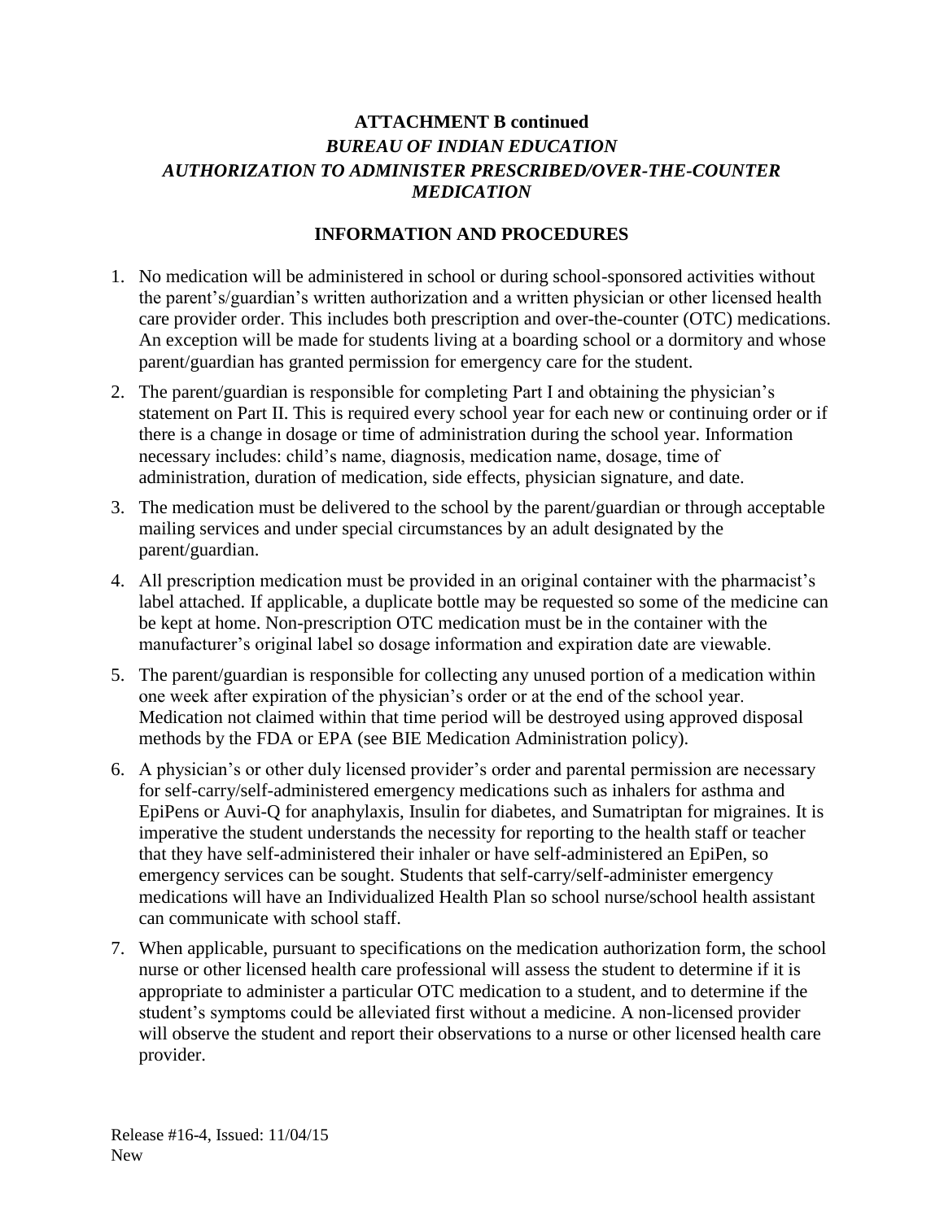## ATTACHMENT B continued

### *BUREAU OF INDIAN EDUCATION*
### *AUTHORIZATION TO ADMINISTER PRESCRIBED/OVER-THE-COUNTER MEDICATION*

### INFORMATION AND PROCEDURES

1. No medication will be administered in school or during school-sponsored activities without the parent's/guardian's written authorization and a written physician or other licensed health care provider order. This includes both prescription and over-the-counter (OTC) medications. An exception will be made for students living at a boarding school or a dormitory and whose parent/guardian has granted permission for emergency care for the student.
2. The parent/guardian is responsible for completing Part I and obtaining the physician's statement on Part II. This is required every school year for each new or continuing order or if there is a change in dosage or time of administration during the school year. Information necessary includes: child's name, diagnosis, medication name, dosage, time of administration, duration of medication, side effects, physician signature, and date.
3. The medication must be delivered to the school by the parent/guardian or through acceptable mailing services and under special circumstances by an adult designated by the parent/guardian.
4. All prescription medication must be provided in an original container with the pharmacist's label attached. If applicable, a duplicate bottle may be requested so some of the medicine can be kept at home. Non-prescription OTC medication must be in the container with the manufacturer's original label so dosage information and expiration date are viewable.
5. The parent/guardian is responsible for collecting any unused portion of a medication within one week after expiration of the physician's order or at the end of the school year. Medication not claimed within that time period will be destroyed using approved disposal methods by the FDA or EPA (see BIE Medication Administration policy).
6. A physician's or other duly licensed provider's order and parental permission are necessary for self-carry/self-administered emergency medications such as inhalers for asthma and EpiPens or Auvi-Q for anaphylaxis, Insulin for diabetes, and Sumatriptan for migraines. It is imperative the student understands the necessity for reporting to the health staff or teacher that they have self-administered their inhaler or have self-administered an EpiPen, so emergency services can be sought. Students that self-carry/self-administer emergency medications will have an Individualized Health Plan so school nurse/school health assistant can communicate with school staff.
7. When applicable, pursuant to specifications on the medication authorization form, the school nurse or other licensed health care professional will assess the student to determine if it is appropriate to administer a particular OTC medication to a student, and to determine if the student's symptoms could be alleviated first without a medicine. A non-licensed provider will observe the student and report their observations to a nurse or other licensed health care provider.

Release #16-4, Issued: 11/04/15
New